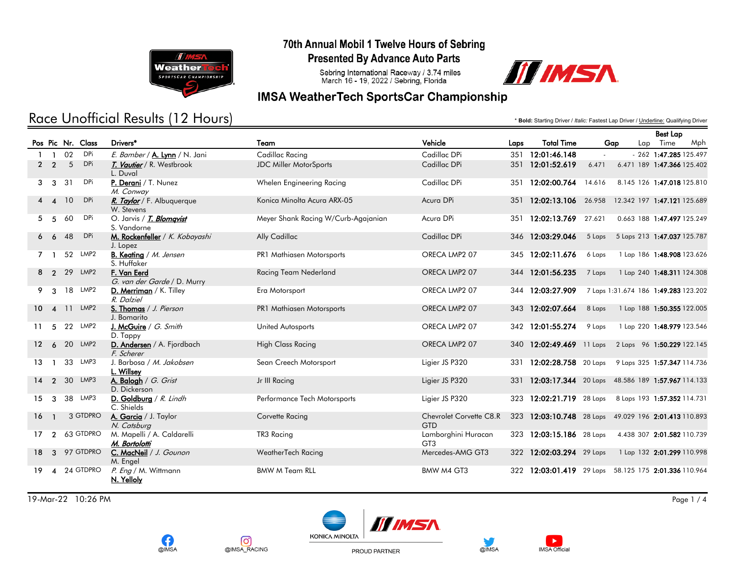# 70th Annual Mobil 1 Twelve Hours of Sebring

## Presented By Advance Auto Parts

Sebring International Raceway / 3.74 miles
March 16 - 19, 2022 / Sebring, Florida

## IMSA WeatherTech SportsCar Championship

## Race Unofficial Results (12 Hours)

\* **Bold:** Starting Driver / *Italic:* Fastest Lap Driver / Underline: Qualifying Driver

| Pos | Pic | Nr. | Class | Drivers* | Team | Vehicle | Laps | Total Time | Gap | | Best Lap Lap | Best Lap Time | Best Lap Mph |
|---|---|---|---|---|---|---|---|---|---|---|---|---|---|
| 1 | 1 | 02 | DPi | *E. Bamber* / **A. Lynn** / N. Jani | Cadillac Racing | Cadillac DPi | 351 | 12:01:46.148 | - | - | 262 | 1:47.285 | 125.497 |
| 2 | 2 | 5 | DPi | ***T. Vautier*** / R. Westbrook L. Duval | JDC Miller MotorSports | Cadillac DPi | 351 | 12:01:52.619 | 6.471 | 6.471 | 189 | 1:47.366 | 125.402 |
| 3 | 3 | 31 | DPi | **P. Derani** / T. Nunez *M. Conway* | Whelen Engineering Racing | Cadillac DPi | 351 | 12:02:00.764 | 14.616 | 8.145 | 126 | 1:47.018 | 125.810 |
| 4 | 4 | 10 | DPi | ***R. Taylor*** / F. Albuquerque W. Stevens | Konica Minolta Acura ARX-05 | Acura DPi | 351 | 12:02:13.106 | 26.958 | 12.342 | 197 | 1:47.121 | 125.689 |
| 5 | 5 | 60 | DPi | O. Jarvis / ***T. Blomqvist*** S. Vandorne | Meyer Shank Racing W/Curb-Agajanian | Acura DPi | 351 | 12:02:13.769 | 27.621 | 0.663 | 188 | 1:47.497 | 125.249 |
| 6 | 6 | 48 | DPi | **M. Rockenfeller** / *K. Kobayashi* J. Lopez | Ally Cadillac | Cadillac DPi | 346 | 12:03:29.046 | 5 Laps | 5 Laps | 213 | 1:47.037 | 125.787 |
| 7 | 1 | 52 | LMP2 | **B. Keating** / *M. Jensen* S. Huffaker | PR1 Mathiasen Motorsports | ORECA LMP2 07 | 345 | 12:02:11.676 | 6 Laps | 1 Lap | 186 | 1:48.908 | 123.626 |
| 8 | 2 | 29 | LMP2 | **F. Van Eerd** *G. van der Garde* / D. Murry | Racing Team Nederland | ORECA LMP2 07 | 344 | 12:01:56.235 | 7 Laps | 1 Lap | 240 | 1:48.311 | 124.308 |
| 9 | 3 | 18 | LMP2 | **D. Merriman** / K. Tilley *R. Dalziel* | Era Motorsport | ORECA LMP2 07 | 344 | 12:03:27.909 | 7 Laps | 1:31.674 | 186 | 1:49.283 | 123.202 |
| 10 | 4 | 11 | LMP2 | **S. Thomas** / *J. Pierson* J. Bomarito | PR1 Mathiasen Motorsports | ORECA LMP2 07 | 343 | 12:02:07.664 | 8 Laps | 1 Lap | 188 | 1:50.355 | 122.005 |
| 11 | 5 | 22 | LMP2 | **J. McGuire** / *G. Smith* D. Tappy | United Autosports | ORECA LMP2 07 | 342 | 12:01:55.274 | 9 Laps | 1 Lap | 220 | 1:48.979 | 123.546 |
| 12 | 6 | 20 | LMP2 | **D. Andersen** / A. Fjordbach *F. Scherer* | High Class Racing | ORECA LMP2 07 | 340 | 12:02:49.469 | 11 Laps | 2 Laps | 96 | 1:50.229 | 122.145 |
| 13 | 1 | 33 | LMP3 | J. Barbosa / *M. Jakobsen* **L. Willsey** | Sean Creech Motorsport | Ligier JS P320 | 331 | 12:02:28.758 | 20 Laps | 9 Laps | 325 | 1:57.347 | 114.736 |
| 14 | 2 | 30 | LMP3 | **A. Balogh** / *G. Grist* D. Dickerson | Jr III Racing | Ligier JS P320 | 331 | 12:03:17.344 | 20 Laps | 48.586 | 189 | 1:57.967 | 114.133 |
| 15 | 3 | 38 | LMP3 | **D. Goldburg** / *R. Lindh* C. Shields | Performance Tech Motorsports | Ligier JS P320 | 323 | 12:02:21.719 | 28 Laps | 8 Laps | 193 | 1:57.352 | 114.731 |
| 16 | 1 | 3 | GTDPRO | **A. Garcia** / J. Taylor *N. Catsburg* | Corvette Racing | Chevrolet Corvette C8.R GTD | 323 | 12:03:10.748 | 28 Laps | 49.029 | 196 | 2:01.413 | 110.893 |
| 17 | 2 | 63 | GTDPRO | M. Mapelli / A. Caldarelli ***M. Bortolotti*** | TR3 Racing | Lamborghini Huracan GT3 | 323 | 12:03:15.186 | 28 Laps | 4.438 | 307 | 2:01.582 | 110.739 |
| 18 | 3 | 97 | GTDPRO | **C. MacNeil** / *J. Gounon* M. Engel | WeatherTech Racing | Mercedes-AMG GT3 | 322 | 12:02:03.294 | 29 Laps | 1 Lap | 132 | 2:01.299 | 110.998 |
| 19 | 4 | 24 | GTDPRO | *P. Eng* / M. Wittmann **N. Yelloly** | BMW M Team RLL | BMW M4 GT3 | 322 | 12:03:01.419 | 29 Laps | 58.125 | 175 | 2:01.336 | 110.964 |

19-Mar-22 10:26 PM

@IMSA @IMSA_RACING KONICA MINOLTA PROUD PARTNER @IMSA IMSA Official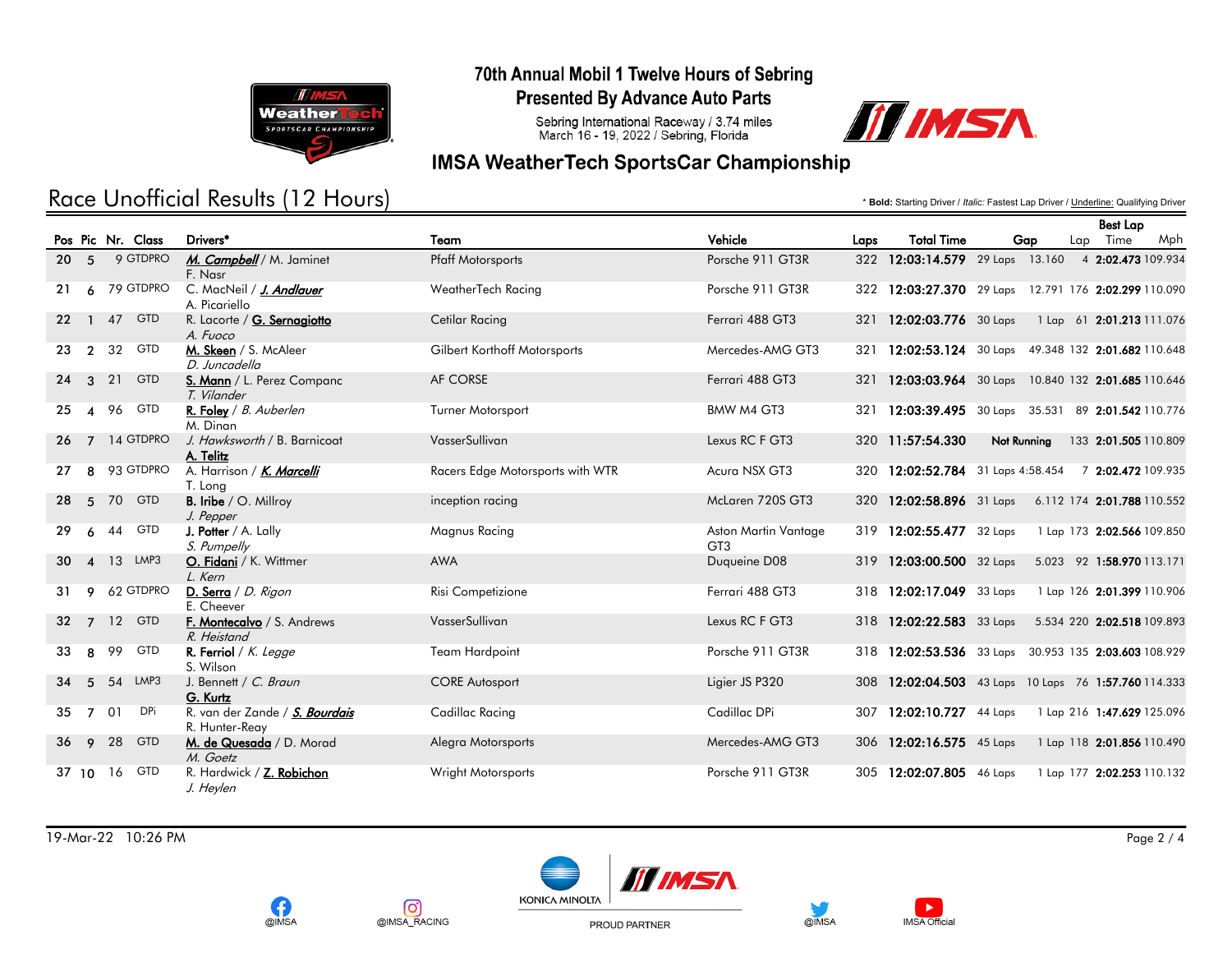# 70th Annual Mobil 1 Twelve Hours of Sebring

## Presented By Advance Auto Parts

Sebring International Raceway / 3.74 miles
March 16 - 19, 2022 / Sebring, Florida

## IMSA WeatherTech SportsCar Championship

## Race Unofficial Results (12 Hours)

\* **Bold:** Starting Driver / *Italic:* Fastest Lap Driver / Underline: Qualifying Driver

| Pos | Pic | Nr. | Class | Drivers* | Team | Vehicle | Laps | Total Time | Gap | | Best Lap Lap | Time | Mph |
|---|---|---|---|---|---|---|---|---|---|---|---|---|---|
| 20 | 5 | 9 | GTDPRO | ***M. Campbell*** / M. Jaminet<br>F. Nasr | Pfaff Motorsports | Porsche 911 GT3R | 322 | **12:03:14.579** | 29 Laps | 13.160 | 4 | **2:02.473** | 109.934 |
| 21 | 6 | 79 | GTDPRO | C. MacNeil / ***J. Andlauer***<br>A. Picariello | WeatherTech Racing | Porsche 911 GT3R | 322 | **12:03:27.370** | 29 Laps | 12.791 | 176 | **2:02.299** | 110.090 |
| 22 | 1 | 47 | GTD | R. Lacorte / **G. Sernagiotto**<br>*A. Fuoco* | Cetilar Racing | Ferrari 488 GT3 | 321 | **12:02:03.776** | 30 Laps | 1 Lap | 61 | **2:01.213** | 111.076 |
| 23 | 2 | 32 | GTD | **M. Skeen** / S. McAleer<br>*D. Juncadella* | Gilbert Korthoff Motorsports | Mercedes-AMG GT3 | 321 | **12:02:53.124** | 30 Laps | 49.348 | 132 | **2:01.682** | 110.648 |
| 24 | 3 | 21 | GTD | **S. Mann** / L. Perez Companc<br>*T. Vilander* | AF CORSE | Ferrari 488 GT3 | 321 | **12:03:03.964** | 30 Laps | 10.840 | 132 | **2:01.685** | 110.646 |
| 25 | 4 | 96 | GTD | **R. Foley** / *B. Auberlen*<br>M. Dinan | Turner Motorsport | BMW M4 GT3 | 321 | **12:03:39.495** | 30 Laps | 35.531 | 89 | **2:01.542** | 110.776 |
| 26 | 7 | 14 | GTDPRO | *J. Hawksworth* / B. Barnicoat<br>**A. Telitz** | VasserSullivan | Lexus RC F GT3 | 320 | **11:57:54.330** | **Not Running** | | 133 | **2:01.505** | 110.809 |
| 27 | 8 | 93 | GTDPRO | A. Harrison / ***K. Marcelli***<br>T. Long | Racers Edge Motorsports with WTR | Acura NSX GT3 | 320 | **12:02:52.784** | 31 Laps | 4:58.454 | 7 | **2:02.472** | 109.935 |
| 28 | 5 | 70 | GTD | **B. Iribe** / O. Millroy<br>*J. Pepper* | inception racing | McLaren 720S GT3 | 320 | **12:02:58.896** | 31 Laps | 6.112 | 174 | **2:01.788** | 110.552 |
| 29 | 6 | 44 | GTD | **J. Potter** / A. Lally<br>*S. Pumpelly* | Magnus Racing | Aston Martin Vantage GT3 | 319 | **12:02:55.477** | 32 Laps | 1 Lap | 173 | **2:02.566** | 109.850 |
| 30 | 4 | 13 | LMP3 | **O. Fidani** / K. Wittmer<br>*L. Kern* | AWA | Duqueine D08 | 319 | **12:03:00.500** | 32 Laps | 5.023 | 92 | **1:58.970** | 113.171 |
| 31 | 9 | 62 | GTDPRO | **D. Serra** / *D. Rigon*<br>E. Cheever | Risi Competizione | Ferrari 488 GT3 | 318 | **12:02:17.049** | 33 Laps | 1 Lap | 126 | **2:01.399** | 110.906 |
| 32 | 7 | 12 | GTD | **F. Montecalvo** / S. Andrews<br>*R. Heistand* | VasserSullivan | Lexus RC F GT3 | 318 | **12:02:22.583** | 33 Laps | 5.534 | 220 | **2:02.518** | 109.893 |
| 33 | 8 | 99 | GTD | **R. Ferriol** / *K. Legge*<br>S. Wilson | Team Hardpoint | Porsche 911 GT3R | 318 | **12:02:53.536** | 33 Laps | 30.953 | 135 | **2:03.603** | 108.929 |
| 34 | 5 | 54 | LMP3 | J. Bennett / *C. Braun*<br>**G. Kurtz** | CORE Autosport | Ligier JS P320 | 308 | **12:02:04.503** | 43 Laps | 10 Laps | 76 | **1:57.760** | 114.333 |
| 35 | 7 | 01 | DPi | R. van der Zande / ***S. Bourdais***<br>R. Hunter-Reay | Cadillac Racing | Cadillac DPi | 307 | **12:02:10.727** | 44 Laps | 1 Lap | 216 | **1:47.629** | 125.096 |
| 36 | 9 | 28 | GTD | **M. de Quesada** / D. Morad<br>*M. Goetz* | Alegra Motorsports | Mercedes-AMG GT3 | 306 | **12:02:16.575** | 45 Laps | 1 Lap | 118 | **2:01.856** | 110.490 |
| 37 | 10 | 16 | GTD | R. Hardwick / **Z. Robichon**<br>*J. Heylen* | Wright Motorsports | Porsche 911 GT3R | 305 | **12:02:07.805** | 46 Laps | 1 Lap | 177 | **2:02.253** | 110.132 |

19-Mar-22 10:26 PM

@IMSA @IMSA_RACING KONICA MINOLTA PROUD PARTNER @IMSA IMSA Official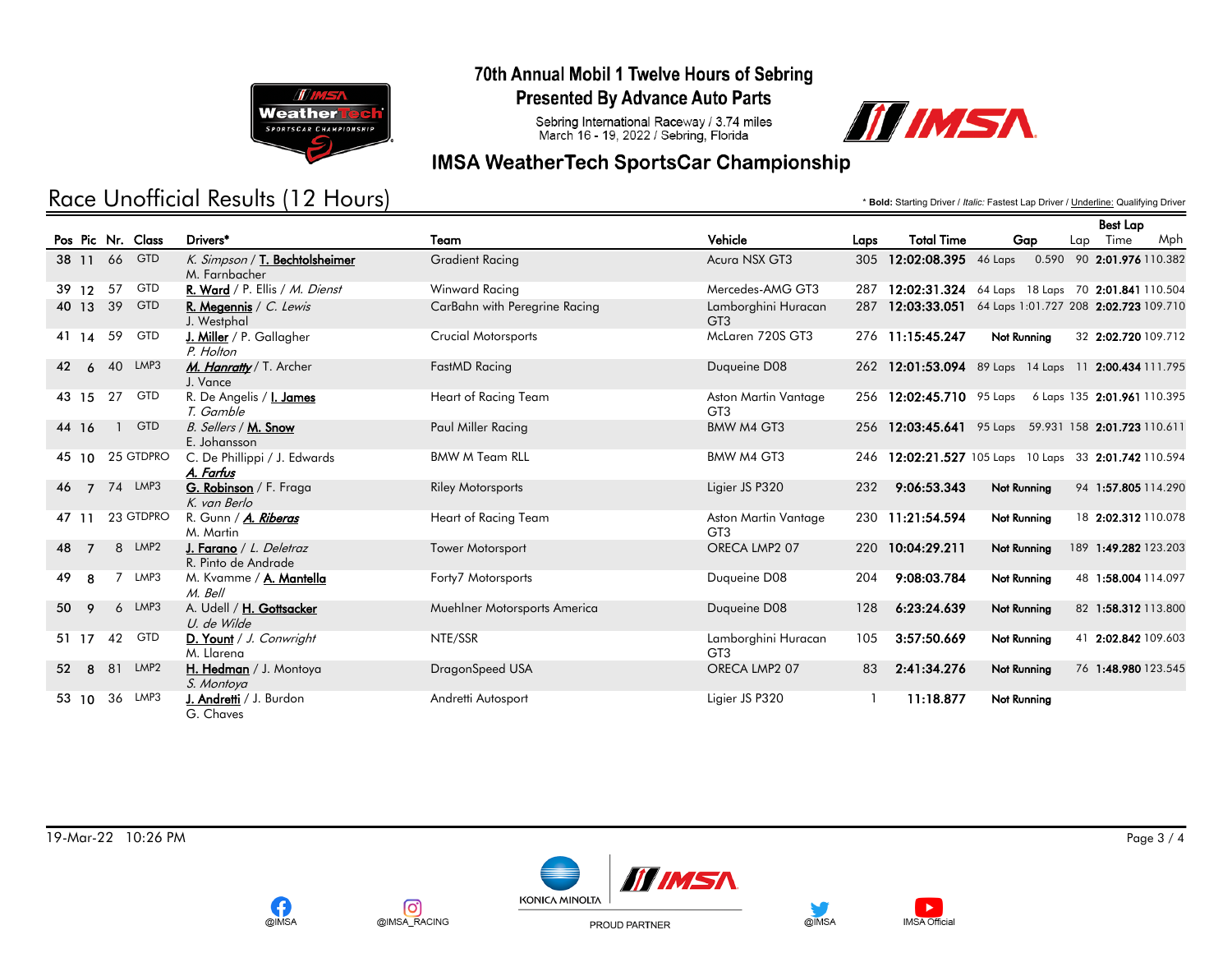# 70th Annual Mobil 1 Twelve Hours of Sebring

## Presented By Advance Auto Parts

Sebring International Raceway / 3.74 miles
March 16 - 19, 2022 / Sebring, Florida

## IMSA WeatherTech SportsCar Championship

## Race Unofficial Results (12 Hours)

\* **Bold:** Starting Driver / *Italic:* Fastest Lap Driver / Underline: Qualifying Driver

| Pos | Pic | Nr. | Class | Drivers* | Team | Vehicle | Laps | Total Time | Gap | | Best Lap Lap | Time | Mph |
|---|---|---|---|---|---|---|---|---|---|---|---|---|---|
| 38 | 11 | 66 | GTD | *K. Simpson* / **T. Bechtolsheimer** / M. Farnbacher | Gradient Racing | Acura NSX GT3 | 305 | 12:02:08.395 | 46 Laps | 0.590 | 90 | 2:01.976 | 110.382 |
| 39 | 12 | 57 | GTD | **R. Ward** / P. Ellis / *M. Dienst* | Winward Racing | Mercedes-AMG GT3 | 287 | 12:02:31.324 | 64 Laps | 18 Laps | 70 | 2:01.841 | 110.504 |
| 40 | 13 | 39 | GTD | **R. Megennis** / *C. Lewis* / J. Westphal | CarBahn with Peregrine Racing | Lamborghini Huracan GT3 | 287 | 12:03:33.051 | 64 Laps | 1:01.727 | 208 | 2:02.723 | 109.710 |
| 41 | 14 | 59 | GTD | **J. Miller** / P. Gallagher / *P. Holton* | Crucial Motorsports | McLaren 720S GT3 | 276 | 11:15:45.247 | Not Running | | 32 | 2:02.720 | 109.712 |
| 42 | 6 | 40 | LMP3 | ***M. Hanratty*** / T. Archer / J. Vance | FastMD Racing | Duqueine D08 | 262 | 12:01:53.094 | 89 Laps | 14 Laps | 11 | 2:00.434 | 111.795 |
| 43 | 15 | 27 | GTD | R. De Angelis / **I. James** / *T. Gamble* | Heart of Racing Team | Aston Martin Vantage GT3 | 256 | 12:02:45.710 | 95 Laps | 6 Laps | 135 | 2:01.961 | 110.395 |
| 44 | 16 | 1 | GTD | *B. Sellers* / **M. Snow** / E. Johansson | Paul Miller Racing | BMW M4 GT3 | 256 | 12:03:45.641 | 95 Laps | 59.931 | 158 | 2:01.723 | 110.611 |
| 45 | 10 | 25 | GTDPRO | C. De Phillippi / J. Edwards / ***A. Farfus*** | BMW M Team RLL | BMW M4 GT3 | 246 | 12:02:21.527 | 105 Laps | 10 Laps | 33 | 2:01.742 | 110.594 |
| 46 | 7 | 74 | LMP3 | **G. Robinson** / F. Fraga / *K. van Berlo* | Riley Motorsports | Ligier JS P320 | 232 | 9:06:53.343 | Not Running | | 94 | 1:57.805 | 114.290 |
| 47 | 11 | 23 | GTDPRO | R. Gunn / ***A. Riberas*** / M. Martin | Heart of Racing Team | Aston Martin Vantage GT3 | 230 | 11:21:54.594 | Not Running | | 18 | 2:02.312 | 110.078 |
| 48 | 7 | 8 | LMP2 | **J. Farano** / *L. Deletraz* / R. Pinto de Andrade | Tower Motorsport | ORECA LMP2 07 | 220 | 10:04:29.211 | Not Running | | 189 | 1:49.282 | 123.203 |
| 49 | 8 | 7 | LMP3 | M. Kvamme / **A. Mantella** / *M. Bell* | Forty7 Motorsports | Duqueine D08 | 204 | 9:08:03.784 | Not Running | | 48 | 1:58.004 | 114.097 |
| 50 | 9 | 6 | LMP3 | A. Udell / **H. Gottsacker** / *U. de Wilde* | Muehlner Motorsports America | Duqueine D08 | 128 | 6:23:24.639 | Not Running | | 82 | 1:58.312 | 113.800 |
| 51 | 17 | 42 | GTD | **D. Yount** / *J. Conwright* / M. Llarena | NTE/SSR | Lamborghini Huracan GT3 | 105 | 3:57:50.669 | Not Running | | 41 | 2:02.842 | 109.603 |
| 52 | 8 | 81 | LMP2 | **H. Hedman** / J. Montoya / *S. Montoya* | DragonSpeed USA | ORECA LMP2 07 | 83 | 2:41:34.276 | Not Running | | 76 | 1:48.980 | 123.545 |
| 53 | 10 | 36 | LMP3 | **J. Andretti** / J. Burdon / G. Chaves | Andretti Autosport | Ligier JS P320 | 1 | 11:18.877 | Not Running | | | | |

19-Mar-22 10:26 PM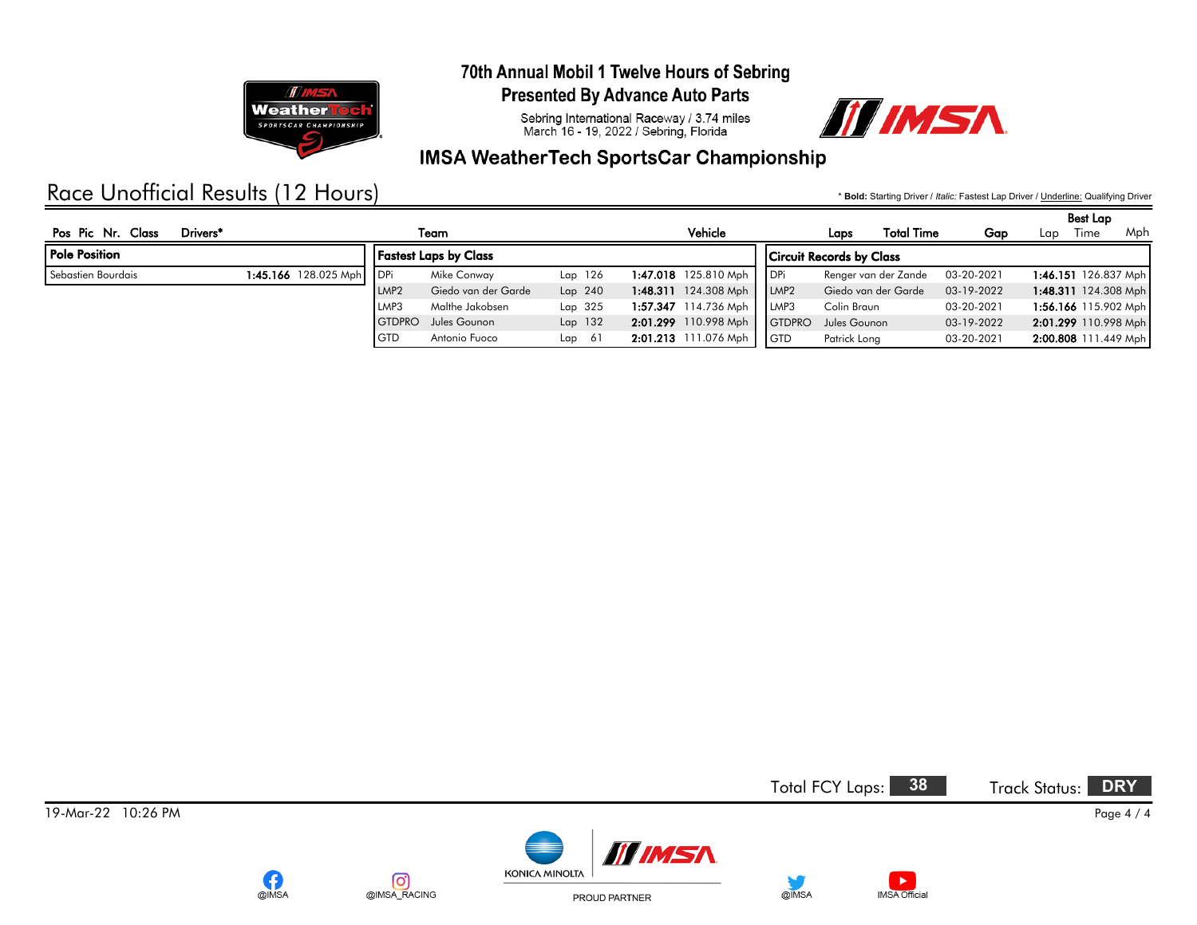# 70th Annual Mobil 1 Twelve Hours of Sebring

## Presented By Advance Auto Parts

Sebring International Raceway / 3.74 miles
March 16 - 19, 2022 / Sebring, Florida

## IMSA WeatherTech SportsCar Championship

# Race Unofficial Results (12 Hours)

\* **Bold:** Starting Driver / *Italic:* Fastest Lap Driver / Underline: Qualifying Driver

| Pos | Pic | Nr. | Class | Drivers* | Team | Vehicle | Laps | Total Time | Gap | Best Lap Lap | Best Lap Time | Best Lap Mph |
|---|---|---|---|---|---|---|---|---|---|---|---|---|

**Pole Position**

| | | |
|---|---|---|
| Sebastien Bourdais | **1:45.166** | 128.025 Mph |

**Fastest Laps by Class**

| | | | | |
|---|---|---|---|---|
| DPi | Mike Conway | Lap 126 | **1:47.018** | 125.810 Mph |
| LMP2 | Giedo van der Garde | Lap 240 | **1:48.311** | 124.308 Mph |
| LMP3 | Malthe Jakobsen | Lap 325 | **1:57.347** | 114.736 Mph |
| GTDPRO | Jules Gounon | Lap 132 | **2:01.299** | 110.998 Mph |
| GTD | Antonio Fuoco | Lap 61 | **2:01.213** | 111.076 Mph |

**Circuit Records by Class**

| | | | | |
|---|---|---|---|---|
| DPi | Renger van der Zande | 03-20-2021 | **1:46.151** | 126.837 Mph |
| LMP2 | Giedo van der Garde | 03-19-2022 | **1:48.311** | 124.308 Mph |
| LMP3 | Colin Braun | 03-20-2021 | **1:56.166** | 115.902 Mph |
| GTDPRO | Jules Gounon | 03-19-2022 | **2:01.299** | 110.998 Mph |
| GTD | Patrick Long | 03-20-2021 | **2:00.808** | 111.449 Mph |

Total FCY Laps: **38**

Track Status: **DRY**

19-Mar-22 10:26 PM

@IMSA @IMSA_RACING KONICA MINOLTA PROUD PARTNER @IMSA IMSA Official